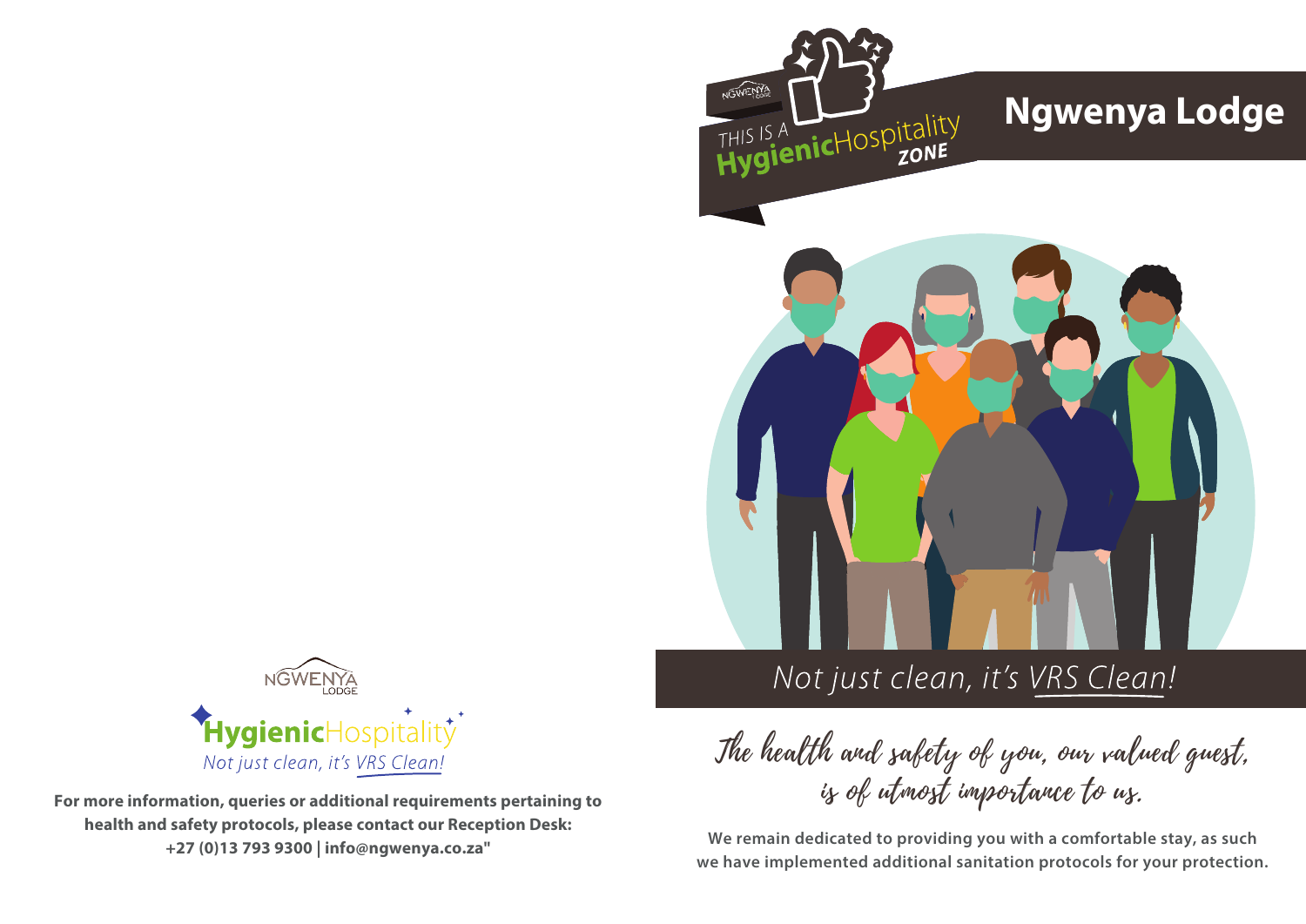# Ngwenya Lodge

THIS IS A **Hygienic**Hospitality ZONE

*Not just clean, it's VRS Clean!*

*The health and safety of you, our valued guest, is of utmost importance to us.*

**We remain dedicated to providing you with a comfortable stay, as such we have implemented additional sanitation protocols for your protection.**

NGWENYA LODGE

**Hygienic**Hospitality

*Not just clean, it's VRS Clean!*

**For more information, queries or additional requirements pertaining to health and safety protocols, please contact our Reception Desk: +27 (0)13 793 9300 | info@ngwenya.co.za"**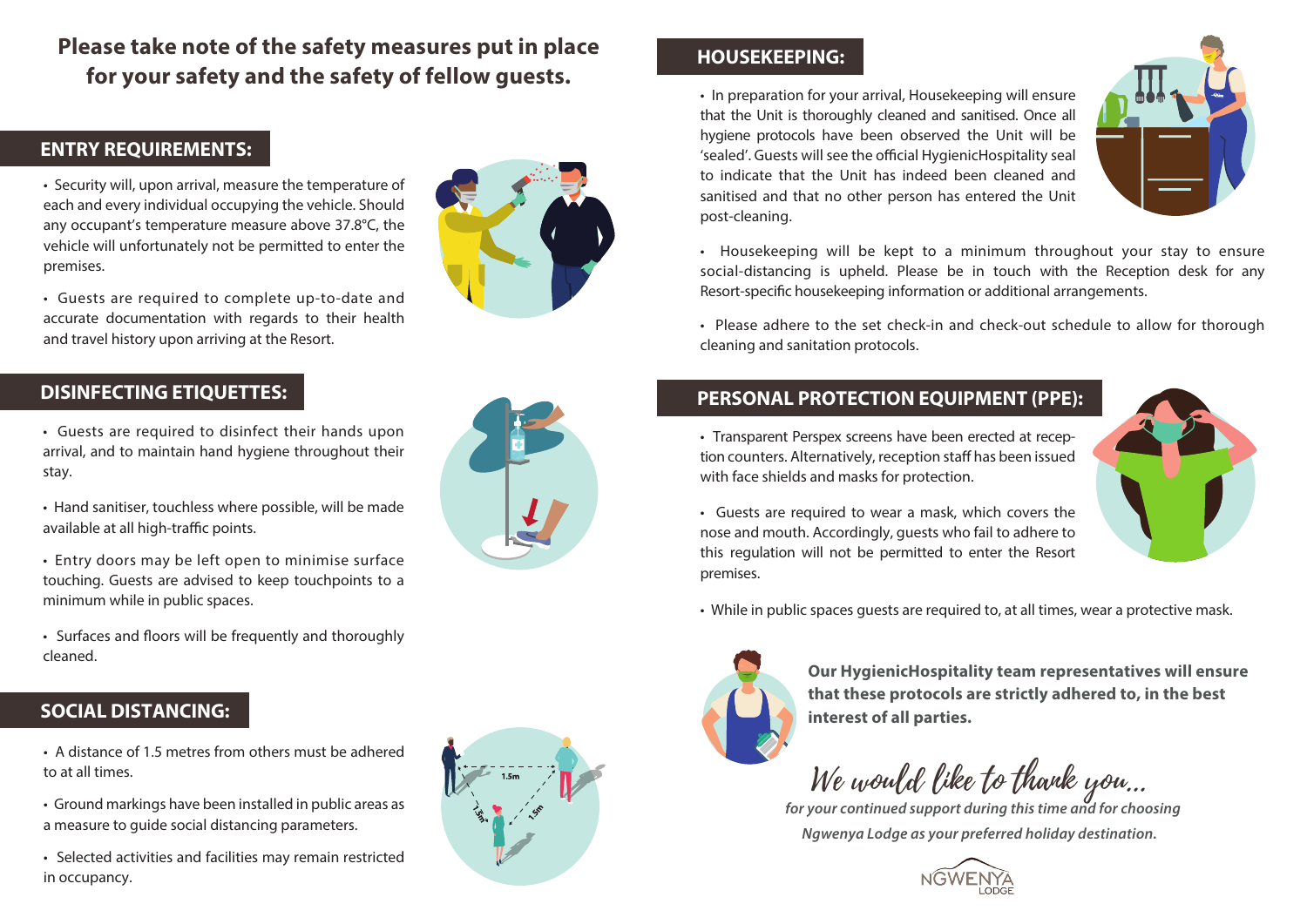## Please take note of the safety measures put in place for your safety and the safety of fellow guests.

### ENTRY REQUIREMENTS:

- Security will, upon arrival, measure the temperature of each and every individual occupying the vehicle. Should any occupant's temperature measure above 37.8°C, the vehicle will unfortunately not be permitted to enter the premises.
- Guests are required to complete up-to-date and accurate documentation with regards to their health and travel history upon arriving at the Resort.

### DISINFECTING ETIQUETTES:

- Guests are required to disinfect their hands upon arrival, and to maintain hand hygiene throughout their stay.
- Hand sanitiser, touchless where possible, will be made available at all high-traffic points.
- Entry doors may be left open to minimise surface touching. Guests are advised to keep touchpoints to a minimum while in public spaces.
- Surfaces and floors will be frequently and thoroughly cleaned.

### SOCIAL DISTANCING:

- A distance of 1.5 metres from others must be adhered to at all times.
- Ground markings have been installed in public areas as a measure to guide social distancing parameters.
- Selected activities and facilities may remain restricted in occupancy.

### HOUSEKEEPING:

- In preparation for your arrival, Housekeeping will ensure that the Unit is thoroughly cleaned and sanitised. Once all hygiene protocols have been observed the Unit will be 'sealed'. Guests will see the official HygienicHospitality seal to indicate that the Unit has indeed been cleaned and sanitised and that no other person has entered the Unit post-cleaning.
- Housekeeping will be kept to a minimum throughout your stay to ensure social-distancing is upheld. Please be in touch with the Reception desk for any Resort-specific housekeeping information or additional arrangements.
- Please adhere to the set check-in and check-out schedule to allow for thorough cleaning and sanitation protocols.

### PERSONAL PROTECTION EQUIPMENT (PPE):

- Transparent Perspex screens have been erected at reception counters. Alternatively, reception staff has been issued with face shields and masks for protection.
- Guests are required to wear a mask, which covers the nose and mouth. Accordingly, guests who fail to adhere to this regulation will not be permitted to enter the Resort premises.
- While in public spaces guests are required to, at all times, wear a protective mask.

**Our HygienicHospitality team representatives will ensure that these protocols are strictly adhered to, in the best interest of all parties.**

*We would like to thank you...*

*for your continued support during this time and for choosing Ngwenya Lodge as your preferred holiday destination.*

NGWENYA LODGE